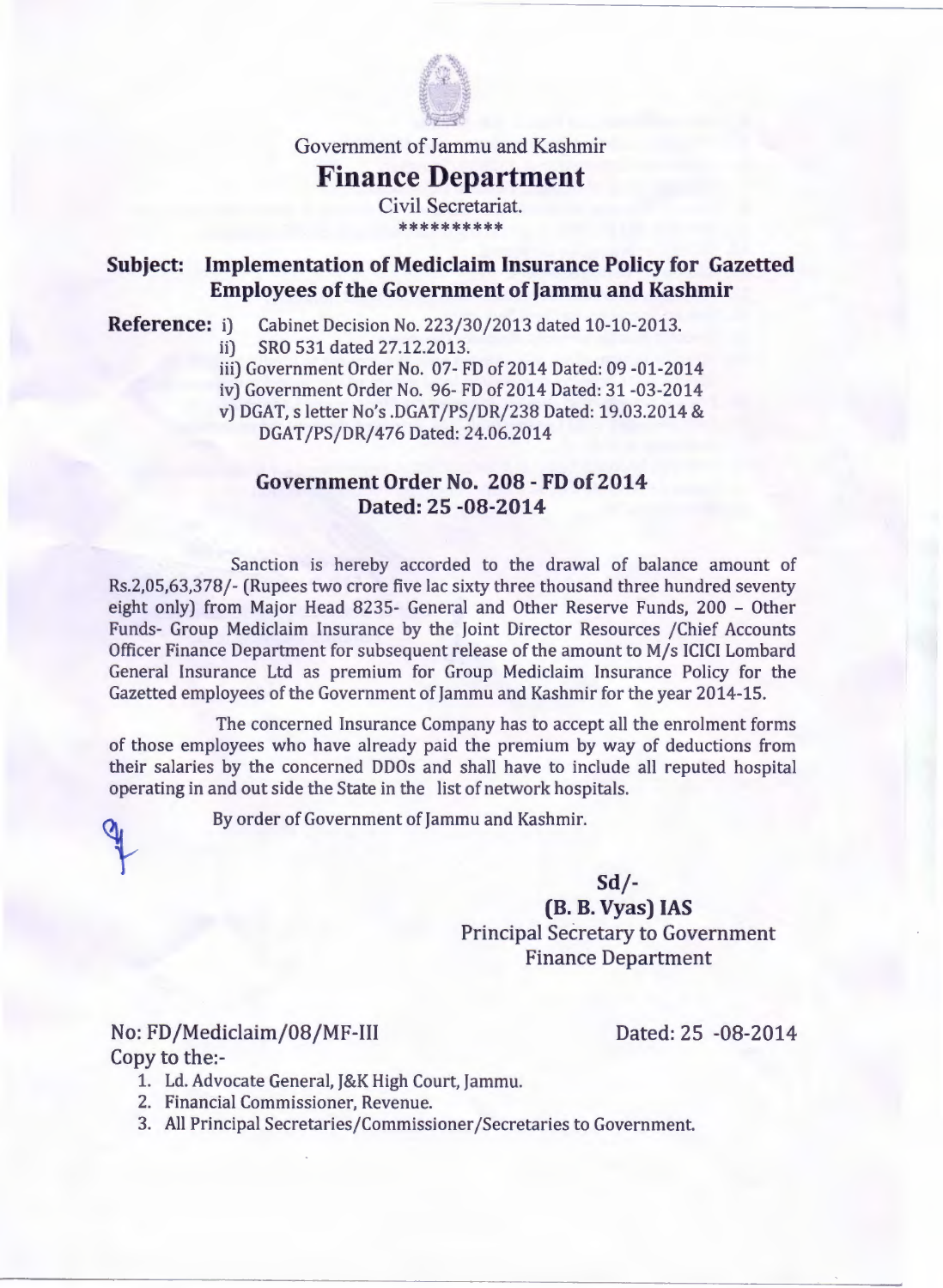Government of Jammu and Kashmir

# Finance Department

Civil Secretariat.

**********

**Subject: Implementation of Mediclaim Insurance Policy for Gazetted Employees of the Government of Jammu and Kashmir**

**Reference:**
- i) Cabinet Decision No. 223/30/2013 dated 10-10-2013.
- ii) SRO 531 dated 27.12.2013.
- iii) Government Order No. 07- FD of 2014 Dated: 09 -01-2014
- iv) Government Order No. 96- FD of 2014 Dated: 31 -03-2014
- v) DGAT, s letter No's .DGAT/PS/DR/238 Dated: 19.03.2014 & DGAT/PS/DR/476 Dated: 24.06.2014

## Government Order No. 208 - FD of 2014
## Dated: 25 -08-2014

Sanction is hereby accorded to the drawal of balance amount of Rs.2,05,63,378/- (Rupees two crore five lac sixty three thousand three hundred seventy eight only) from Major Head 8235- General and Other Reserve Funds, 200 – Other Funds- Group Mediclaim Insurance by the Joint Director Resources /Chief Accounts Officer Finance Department for subsequent release of the amount to M/s ICICI Lombard General Insurance Ltd as premium for Group Mediclaim Insurance Policy for the Gazetted employees of the Government of Jammu and Kashmir for the year 2014-15.

The concerned Insurance Company has to accept all the enrolment forms of those employees who have already paid the premium by way of deductions from their salaries by the concerned DDOs and shall have to include all reputed hospital operating in and out side the State in the list of network hospitals.

By order of Government of Jammu and Kashmir.

**Sd/-**

**(B. B. Vyas) IAS**

Principal Secretary to Government

Finance Department

No: FD/Mediclaim/08/MF-III Dated: 25 -08-2014

Copy to the:-

1. Ld. Advocate General, J&K High Court, Jammu.
2. Financial Commissioner, Revenue.
3. All Principal Secretaries/Commissioner/Secretaries to Government.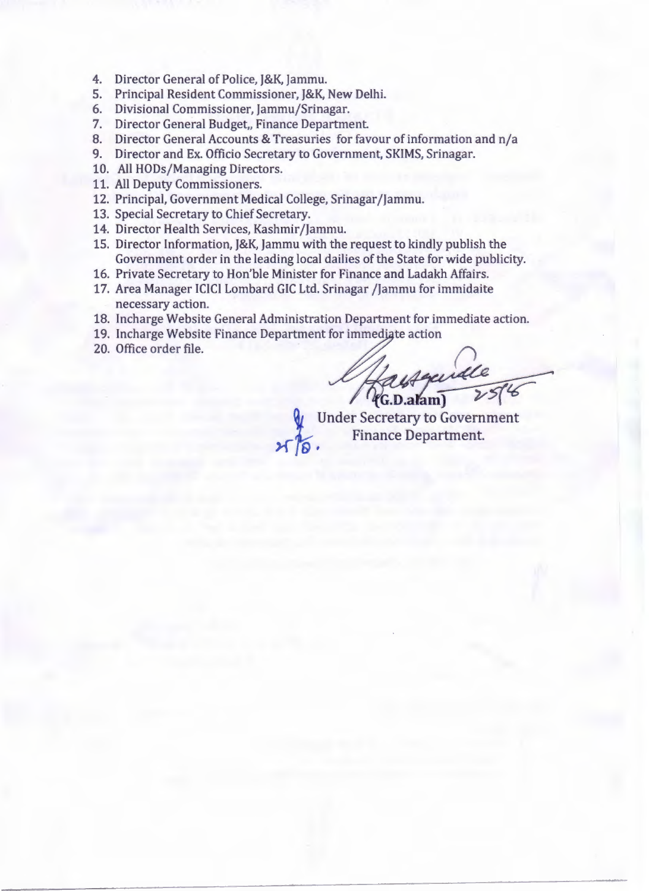4. Director General of Police, J&K, Jammu.
5. Principal Resident Commissioner, J&K, New Delhi.
6. Divisional Commissioner, Jammu/Srinagar.
7. Director General Budget,, Finance Department.
8. Director General Accounts & Treasuries for favour of information and n/a
9. Director and Ex. Officio Secretary to Government, SKIMS, Srinagar.
10. All HODs/Managing Directors.
11. All Deputy Commissioners.
12. Principal, Government Medical College, Srinagar/Jammu.
13. Special Secretary to Chief Secretary.
14. Director Health Services, Kashmir/Jammu.
15. Director Information, J&K, Jammu with the request to kindly publish the Government order in the leading local dailies of the State for wide publicity.
16. Private Secretary to Hon'ble Minister for Finance and Ladakh Affairs.
17. Area Manager ICICI Lombard GIC Ltd. Srinagar /Jammu for immidaite necessary action.
18. Incharge Website General Administration Department for immediate action.
19. Incharge Website Finance Department for immediate action
20. Office order file.

(G.D.alam)
Under Secretary to Government
Finance Department.